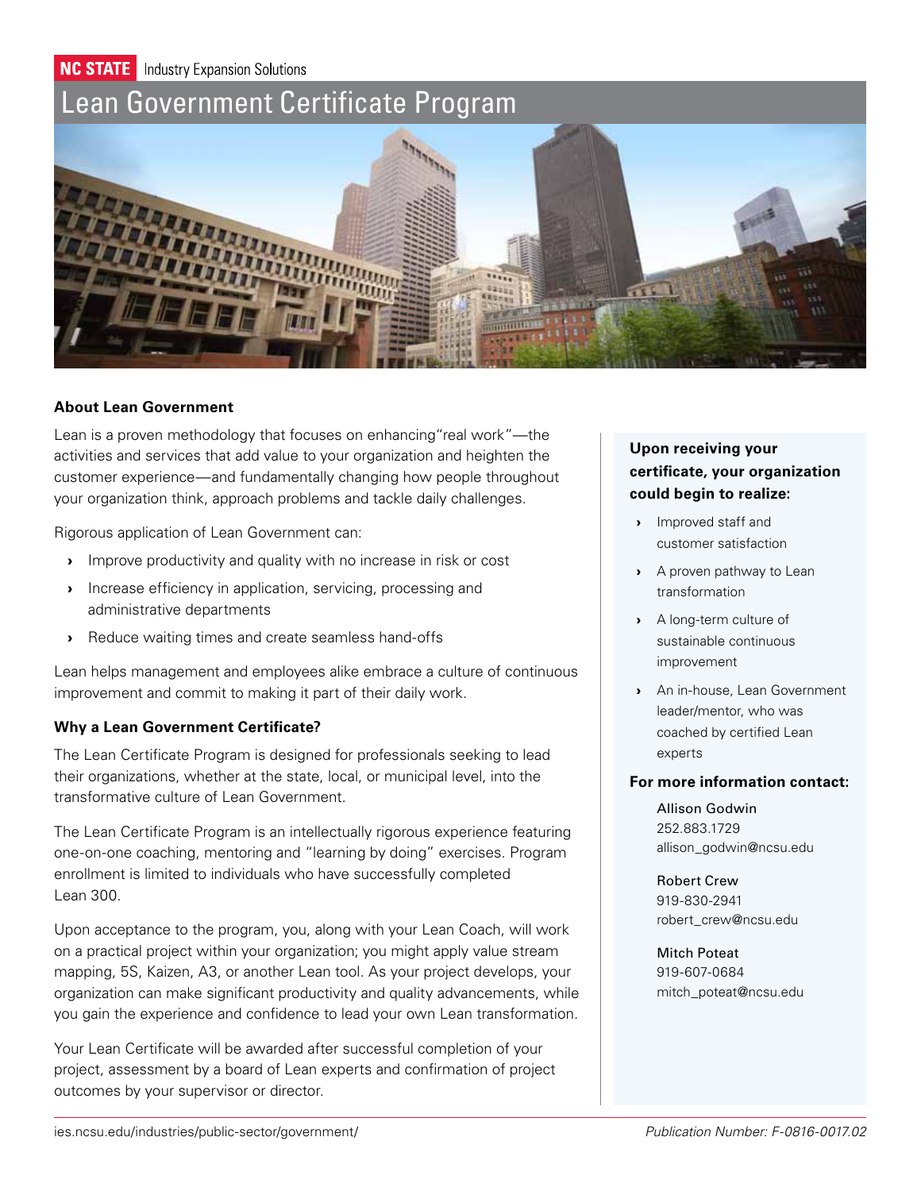NC STATE Industry Expansion Solutions

# Lean Government Certificate Program

### About Lean Government

Lean is a proven methodology that focuses on enhancing"real work"—the activities and services that add value to your organization and heighten the customer experience—and fundamentally changing how people throughout your organization think, approach problems and tackle daily challenges.

Rigorous application of Lean Government can:

- Improve productivity and quality with no increase in risk or cost
- Increase efficiency in application, servicing, processing and administrative departments
- Reduce waiting times and create seamless hand-offs

Lean helps management and employees alike embrace a culture of continuous improvement and commit to making it part of their daily work.

### Why a Lean Government Certificate?

The Lean Certificate Program is designed for professionals seeking to lead their organizations, whether at the state, local, or municipal level, into the transformative culture of Lean Government.

The Lean Certificate Program is an intellectually rigorous experience featuring one-on-one coaching, mentoring and "learning by doing" exercises. Program enrollment is limited to individuals who have successfully completed Lean 300.

Upon acceptance to the program, you, along with your Lean Coach, will work on a practical project within your organization; you might apply value stream mapping, 5S, Kaizen, A3, or another Lean tool. As your project develops, your organization can make significant productivity and quality advancements, while you gain the experience and confidence to lead your own Lean transformation.

Your Lean Certificate will be awarded after successful completion of your project, assessment by a board of Lean experts and confirmation of project outcomes by your supervisor or director.

### Upon receiving your certificate, your organization could begin to realize:

- Improved staff and customer satisfaction
- A proven pathway to Lean transformation
- A long-term culture of sustainable continuous improvement
- An in-house, Lean Government leader/mentor, who was coached by certified Lean experts

### For more information contact:

Allison Godwin
252.883.1729
allison_godwin@ncsu.edu

Robert Crew
919-830-2941
robert_crew@ncsu.edu

Mitch Poteat
919-607-0684
mitch_poteat@ncsu.edu

ies.ncsu.edu/industries/public-sector/government/

*Publication Number: F-0816-0017.02*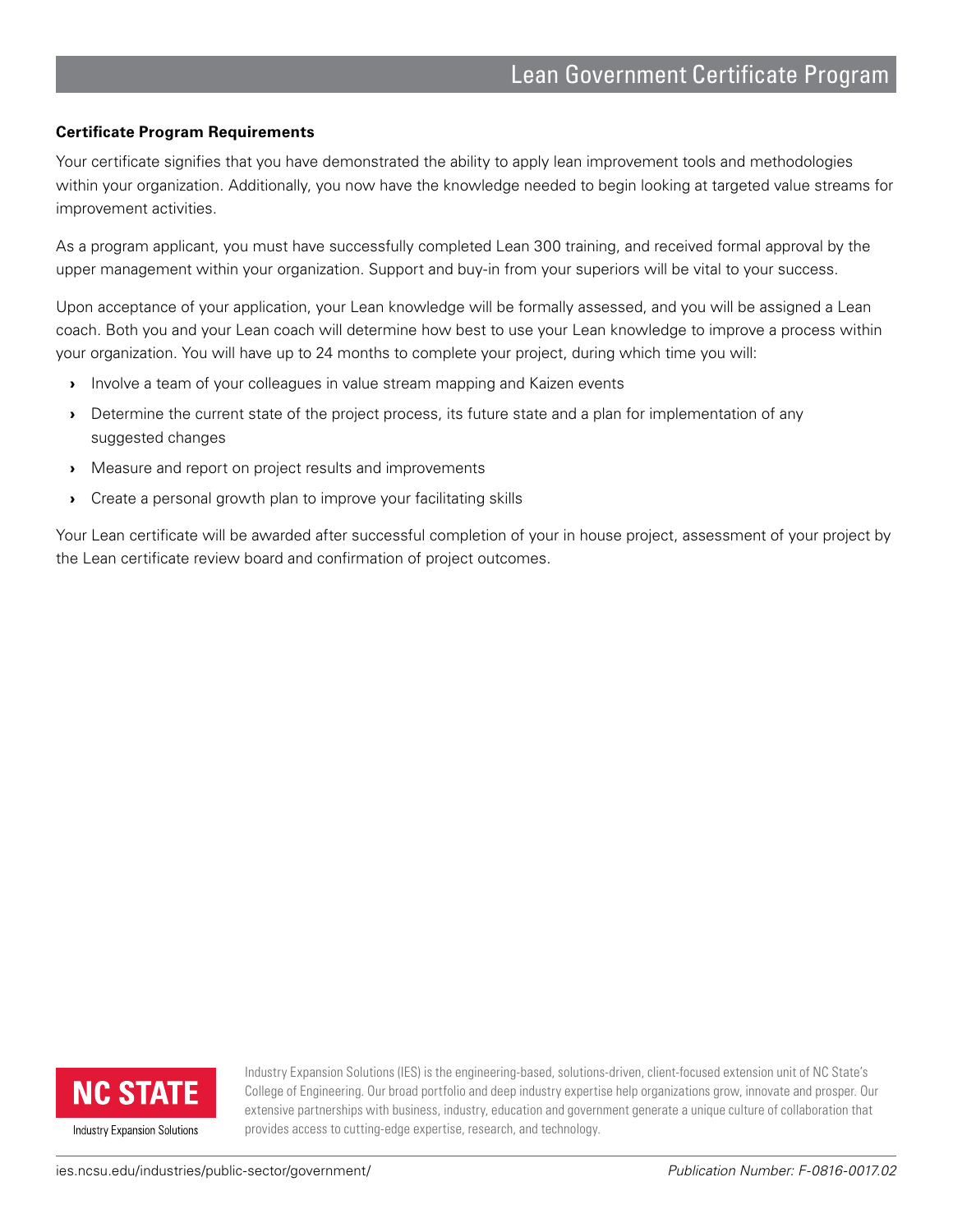## Certificate Program Requirements

Your certificate signifies that you have demonstrated the ability to apply lean improvement tools and methodologies within your organization. Additionally, you now have the knowledge needed to begin looking at targeted value streams for improvement activities.

As a program applicant, you must have successfully completed Lean 300 training, and received formal approval by the upper management within your organization. Support and buy-in from your superiors will be vital to your success.

Upon acceptance of your application, your Lean knowledge will be formally assessed, and you will be assigned a Lean coach. Both you and your Lean coach will determine how best to use your Lean knowledge to improve a process within your organization. You will have up to 24 months to complete your project, during which time you will:

- Involve a team of your colleagues in value stream mapping and Kaizen events
- Determine the current state of the project process, its future state and a plan for implementation of any suggested changes
- Measure and report on project results and improvements
- Create a personal growth plan to improve your facilitating skills

Your Lean certificate will be awarded after successful completion of your in house project, assessment of your project by the Lean certificate review board and confirmation of project outcomes.

**NC STATE**
Industry Expansion Solutions

Industry Expansion Solutions (IES) is the engineering-based, solutions-driven, client-focused extension unit of NC State's College of Engineering. Our broad portfolio and deep industry expertise help organizations grow, innovate and prosper. Our extensive partnerships with business, industry, education and government generate a unique culture of collaboration that provides access to cutting-edge expertise, research, and technology.

ies.ncsu.edu/industries/public-sector/government/

*Publication Number: F-0816-0017.02*